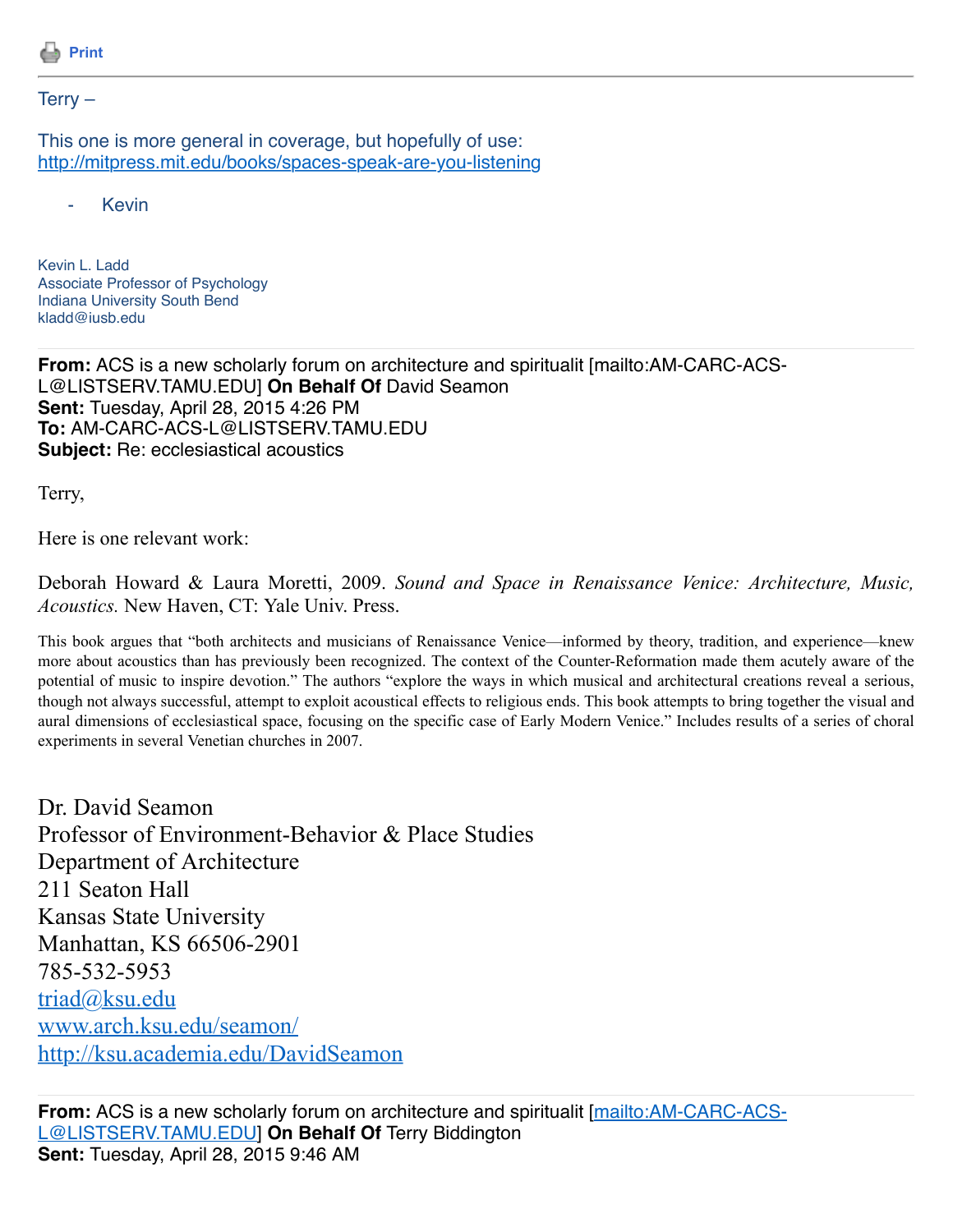Print

---

Terry –

This one is more general in coverage, but hopefully of use:
http://mitpress.mit.edu/books/spaces-speak-are-you-listening

- Kevin

Kevin L. Ladd
Associate Professor of Psychology
Indiana University South Bend
kladd@iusb.edu

---

**From:** ACS is a new scholarly forum on architecture and spiritualit [mailto:AM-CARC-ACS-L@LISTSERV.TAMU.EDU] **On Behalf Of** David Seamon
**Sent:** Tuesday, April 28, 2015 4:26 PM
**To:** AM-CARC-ACS-L@LISTSERV.TAMU.EDU
**Subject:** Re: ecclesiastical acoustics

Terry,

Here is one relevant work:

Deborah Howard & Laura Moretti, 2009. *Sound and Space in Renaissance Venice: Architecture, Music, Acoustics.* New Haven, CT: Yale Univ. Press.

This book argues that "both architects and musicians of Renaissance Venice—informed by theory, tradition, and experience—knew more about acoustics than has previously been recognized. The context of the Counter-Reformation made them acutely aware of the potential of music to inspire devotion." The authors "explore the ways in which musical and architectural creations reveal a serious, though not always successful, attempt to exploit acoustical effects to religious ends. This book attempts to bring together the visual and aural dimensions of ecclesiastical space, focusing on the specific case of Early Modern Venice." Includes results of a series of choral experiments in several Venetian churches in 2007.

Dr. David Seamon
Professor of Environment-Behavior & Place Studies
Department of Architecture
211 Seaton Hall
Kansas State University
Manhattan, KS 66506-2901
785-532-5953
triad@ksu.edu
www.arch.ksu.edu/seamon/
http://ksu.academia.edu/DavidSeamon

---

**From:** ACS is a new scholarly forum on architecture and spiritualit [mailto:AM-CARC-ACS-L@LISTSERV.TAMU.EDU] **On Behalf Of** Terry Biddington
**Sent:** Tuesday, April 28, 2015 9:46 AM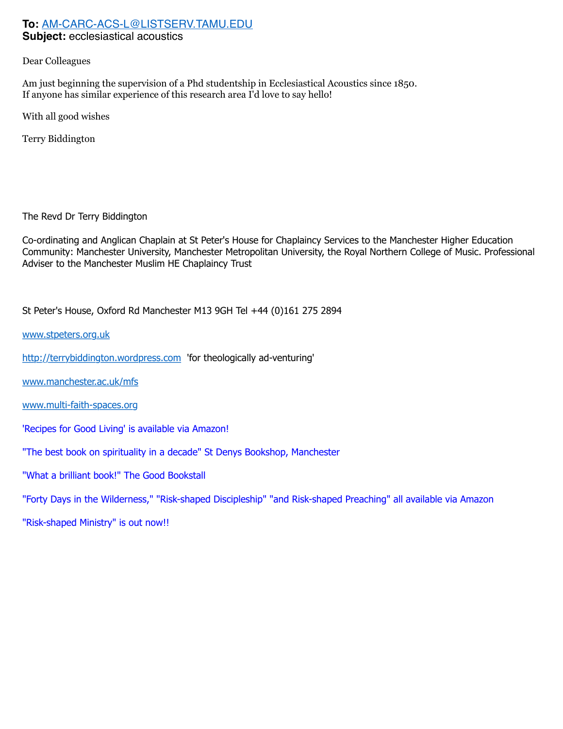**To:** AM-CARC-ACS-L@LISTSERV.TAMU.EDU
**Subject:** ecclesiastical acoustics

Dear Colleagues

Am just beginning the supervision of a Phd studentship in Ecclesiastical Acoustics since 1850.
If anyone has similar experience of this research area I'd love to say hello!

With all good wishes

Terry Biddington

The Revd Dr Terry Biddington

Co-ordinating and Anglican Chaplain at St Peter's House for Chaplaincy Services to the Manchester Higher Education Community: Manchester University, Manchester Metropolitan University, the Royal Northern College of Music. Professional Adviser to the Manchester Muslim HE Chaplaincy Trust

St Peter's House, Oxford Rd Manchester M13 9GH Tel +44 (0)161 275 2894

www.stpeters.org.uk

http://terrybiddington.wordpress.com 'for theologically ad-venturing'

www.manchester.ac.uk/mfs

www.multi-faith-spaces.org

'Recipes for Good Living' is available via Amazon!

"The best book on spirituality in a decade" St Denys Bookshop, Manchester

"What a brilliant book!" The Good Bookstall

"Forty Days in the Wilderness," "Risk-shaped Discipleship" "and Risk-shaped Preaching" all available via Amazon

"Risk-shaped Ministry" is out now!!